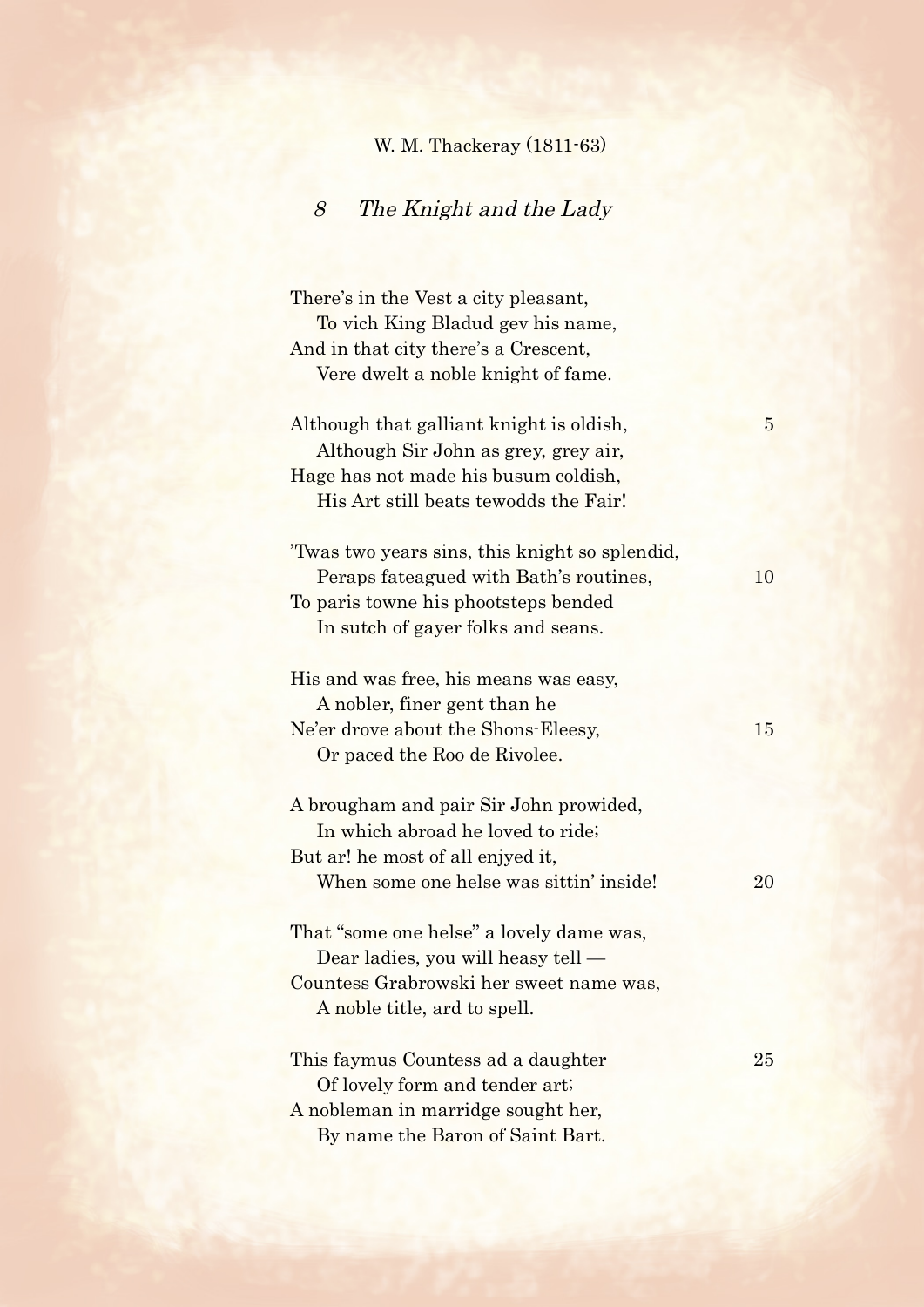W. M. Thackeray (1811-63)

## *8 The Knight and the Lady*

There's in the Vest a city pleasant,
 To vich King Bladud gev his name,
And in that city there's a Crescent,
 Vere dwelt a noble knight of fame.

Although that galliant knight is oldish, 5
 Although Sir John as grey, grey air,
Hage has not made his busum coldish,
 His Art still beats tewodds the Fair!

'Twas two years sins, this knight so splendid,
 Peraps fateagued with Bath's routines, 10
To paris towne his phootsteps bended
 In sutch of gayer folks and seans.

His and was free, his means was easy,
 A nobler, finer gent than he
Ne'er drove about the Shons-Eleesy, 15
 Or paced the Roo de Rivolee.

A brougham and pair Sir John prowided,
 In which abroad he loved to ride;
But ar! he most of all enjyed it,
 When some one helse was sittin' inside! 20

That "some one helse" a lovely dame was,
 Dear ladies, you will heasy tell —
Countess Grabrowski her sweet name was,
 A noble title, ard to spell.

This faymus Countess ad a daughter 25
 Of lovely form and tender art;
A nobleman in marridge sought her,
 By name the Baron of Saint Bart.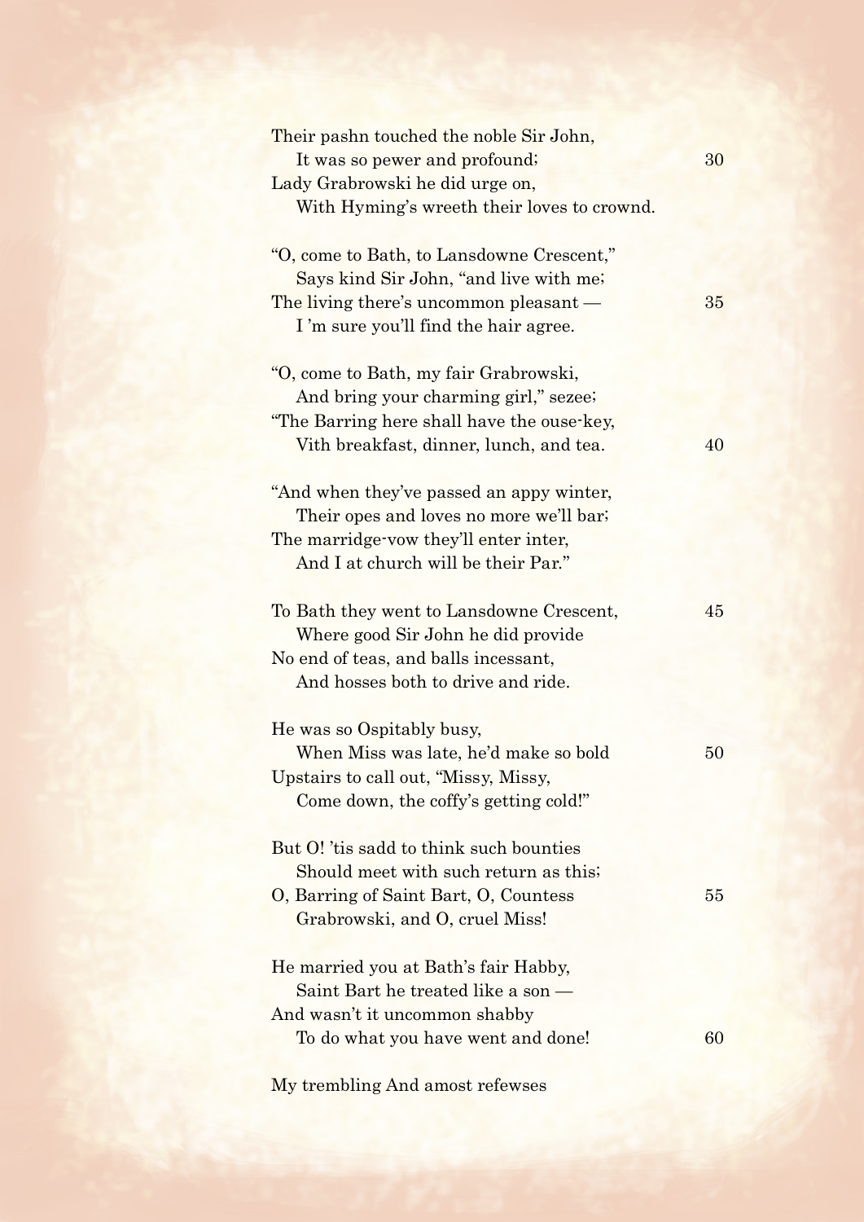Their pashn touched the noble Sir John,  
It was so pewer and profound; 30  
Lady Grabrowski he did urge on,  
With Hyming's wreeth their loves to crownd.

"O, come to Bath, to Lansdowne Crescent,"  
Says kind Sir John, "and live with me;  
The living there's uncommon pleasant — 35  
I 'm sure you'll find the hair agree.

"O, come to Bath, my fair Grabrowski,  
And bring your charming girl," sezee;  
"The Barring here shall have the ouse-key,  
Vith breakfast, dinner, lunch, and tea. 40

"And when they've passed an appy winter,  
Their opes and loves no more we'll bar;  
The marridge-vow they'll enter inter,  
And I at church will be their Par."

To Bath they went to Lansdowne Crescent, 45  
Where good Sir John he did provide  
No end of teas, and balls incessant,  
And hosses both to drive and ride.

He was so Ospitably busy,  
When Miss was late, he'd make so bold 50  
Upstairs to call out, "Missy, Missy,  
Come down, the coffy's getting cold!"

But O! 'tis sadd to think such bounties  
Should meet with such return as this;  
O, Barring of Saint Bart, O, Countess 55  
Grabrowski, and O, cruel Miss!

He married you at Bath's fair Habby,  
Saint Bart he treated like a son —  
And wasn't it uncommon shabby  
To do what you have went and done! 60

My trembling And amost refewses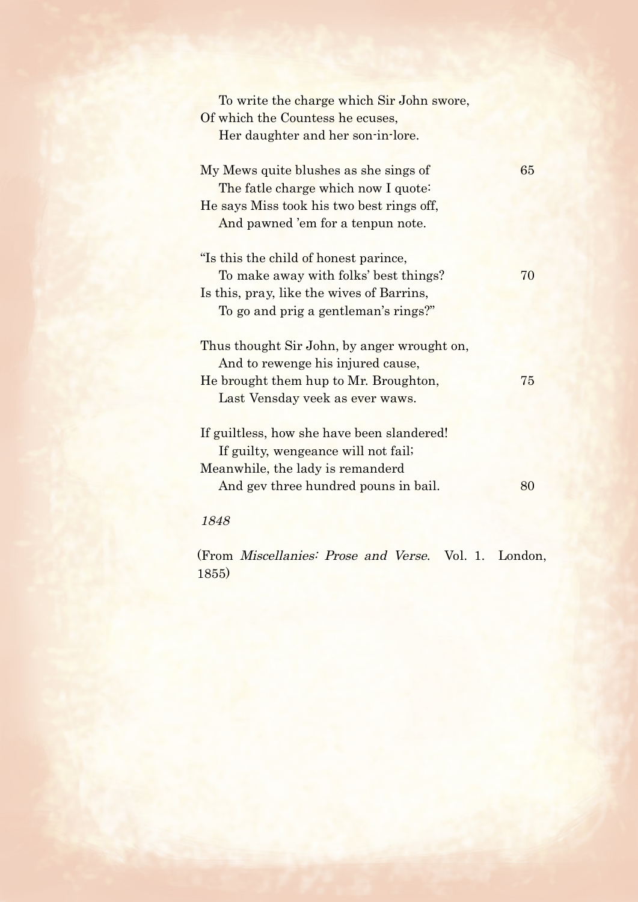To write the charge which Sir John swore,
Of which the Countess he ecuses,
Her daughter and her son-in-lore.

My Mews quite blushes as she sings of 65
The fatle charge which now I quote:
He says Miss took his two best rings off,
And pawned 'em for a tenpun note.

"Is this the child of honest parince,
To make away with folks' best things? 70
Is this, pray, like the wives of Barrins,
To go and prig a gentleman's rings?"

Thus thought Sir John, by anger wrought on,
And to rewenge his injured cause,
He brought them hup to Mr. Broughton, 75
Last Vensday veek as ever waws.

If guiltless, how she have been slandered!
If guilty, wengeance will not fail;
Meanwhile, the lady is remanderd
And gev three hundred pouns in bail. 80

*1848*

(From *Miscellanies: Prose and Verse*. Vol. 1. London, 1855)